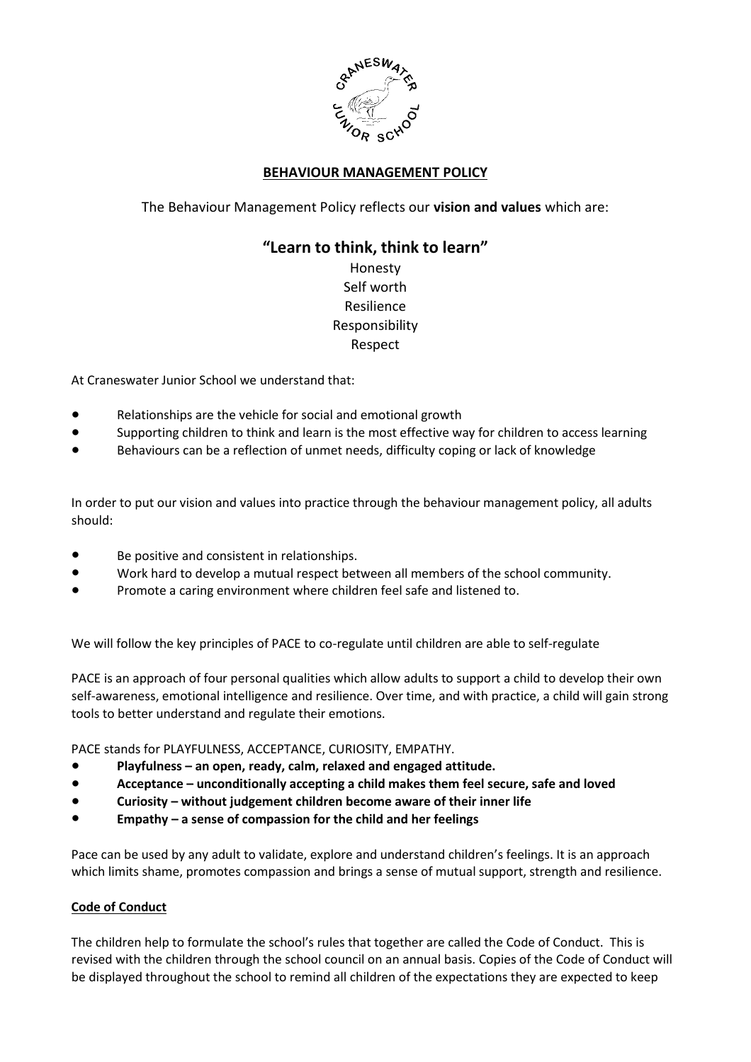# BEHAVIOUR MANAGEMENT POLICY

The Behaviour Management Policy reflects our **vision and values** which are:

## "Learn to think, think to learn"

Honesty
Self worth
Resilience
Responsibility
Respect

At Craneswater Junior School we understand that:

- Relationships are the vehicle for social and emotional growth
- Supporting children to think and learn is the most effective way for children to access learning
- Behaviours can be a reflection of unmet needs, difficulty coping or lack of knowledge

In order to put our vision and values into practice through the behaviour management policy, all adults should:

- Be positive and consistent in relationships.
- Work hard to develop a mutual respect between all members of the school community.
- Promote a caring environment where children feel safe and listened to.

We will follow the key principles of PACE to co-regulate until children are able to self-regulate

PACE is an approach of four personal qualities which allow adults to support a child to develop their own self-awareness, emotional intelligence and resilience. Over time, and with practice, a child will gain strong tools to better understand and regulate their emotions.

PACE stands for PLAYFULNESS, ACCEPTANCE, CURIOSITY, EMPATHY.

- **Playfulness – an open, ready, calm, relaxed and engaged attitude.**
- **Acceptance – unconditionally accepting a child makes them feel secure, safe and loved**
- **Curiosity – without judgement children become aware of their inner life**
- **Empathy – a sense of compassion for the child and her feelings**

Pace can be used by any adult to validate, explore and understand children's feelings. It is an approach which limits shame, promotes compassion and brings a sense of mutual support, strength and resilience.

**Code of Conduct**

The children help to formulate the school's rules that together are called the Code of Conduct. This is revised with the children through the school council on an annual basis. Copies of the Code of Conduct will be displayed throughout the school to remind all children of the expectations they are expected to keep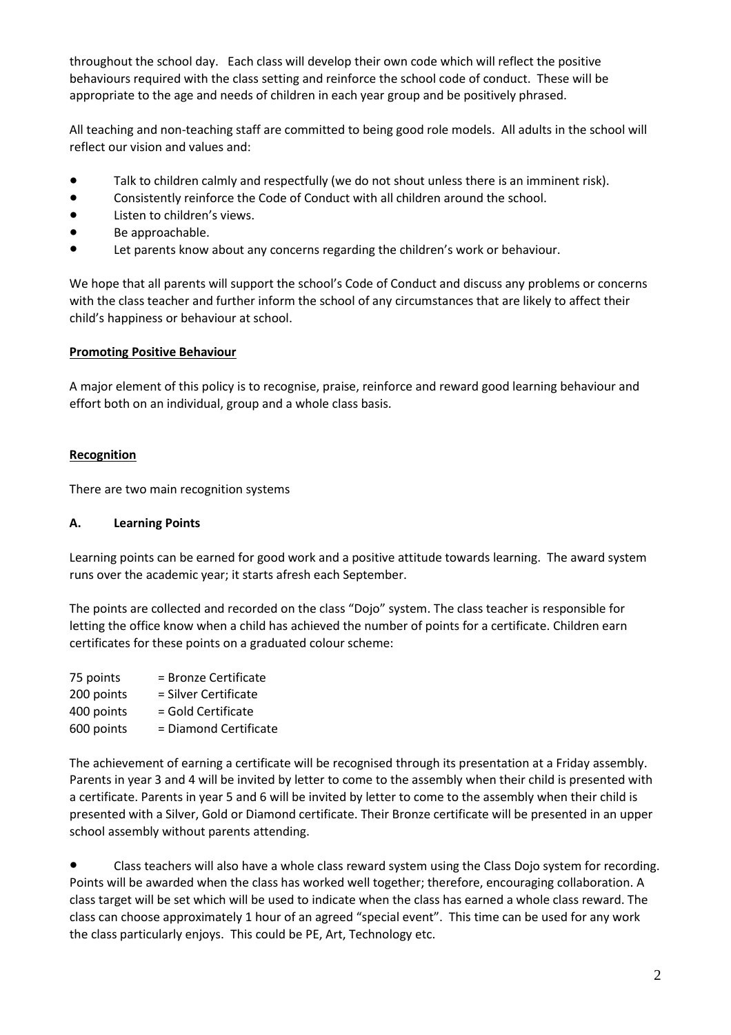throughout the school day. Each class will develop their own code which will reflect the positive behaviours required with the class setting and reinforce the school code of conduct. These will be appropriate to the age and needs of children in each year group and be positively phrased.

All teaching and non-teaching staff are committed to being good role models. All adults in the school will reflect our vision and values and:

- Talk to children calmly and respectfully (we do not shout unless there is an imminent risk).
- Consistently reinforce the Code of Conduct with all children around the school.
- Listen to children's views.
- Be approachable.
- Let parents know about any concerns regarding the children's work or behaviour.

We hope that all parents will support the school's Code of Conduct and discuss any problems or concerns with the class teacher and further inform the school of any circumstances that are likely to affect their child's happiness or behaviour at school.

## Promoting Positive Behaviour

A major element of this policy is to recognise, praise, reinforce and reward good learning behaviour and effort both on an individual, group and a whole class basis.

## Recognition

There are two main recognition systems

### A. Learning Points

Learning points can be earned for good work and a positive attitude towards learning. The award system runs over the academic year; it starts afresh each September.

The points are collected and recorded on the class "Dojo" system. The class teacher is responsible for letting the office know when a child has achieved the number of points for a certificate. Children earn certificates for these points on a graduated colour scheme:

75 points = Bronze Certificate
200 points = Silver Certificate
400 points = Gold Certificate
600 points = Diamond Certificate

The achievement of earning a certificate will be recognised through its presentation at a Friday assembly. Parents in year 3 and 4 will be invited by letter to come to the assembly when their child is presented with a certificate. Parents in year 5 and 6 will be invited by letter to come to the assembly when their child is presented with a Silver, Gold or Diamond certificate. Their Bronze certificate will be presented in an upper school assembly without parents attending.

- Class teachers will also have a whole class reward system using the Class Dojo system for recording. Points will be awarded when the class has worked well together; therefore, encouraging collaboration. A class target will be set which will be used to indicate when the class has earned a whole class reward. The class can choose approximately 1 hour of an agreed "special event". This time can be used for any work the class particularly enjoys. This could be PE, Art, Technology etc.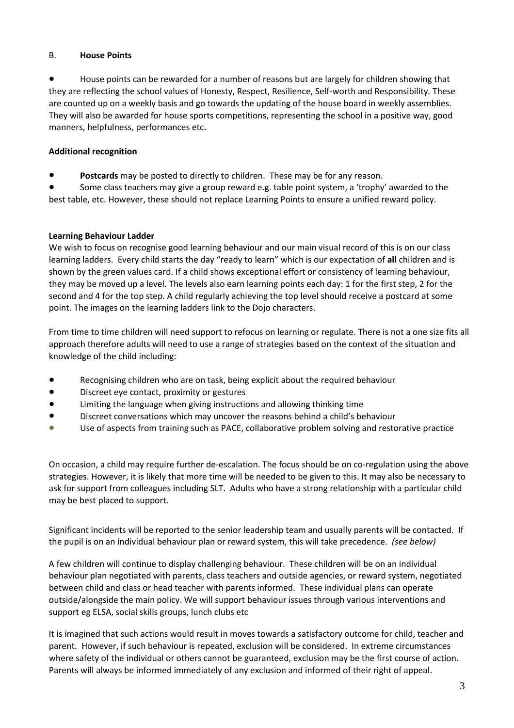B. **House Points**

- House points can be rewarded for a number of reasons but are largely for children showing that they are reflecting the school values of Honesty, Respect, Resilience, Self-worth and Responsibility. These are counted up on a weekly basis and go towards the updating of the house board in weekly assemblies. They will also be awarded for house sports competitions, representing the school in a positive way, good manners, helpfulness, performances etc.

**Additional recognition**

- **Postcards** may be posted to directly to children. These may be for any reason.
- Some class teachers may give a group reward e.g. table point system, a 'trophy' awarded to the best table, etc. However, these should not replace Learning Points to ensure a unified reward policy.

**Learning Behaviour Ladder**

We wish to focus on recognise good learning behaviour and our main visual record of this is on our class learning ladders. Every child starts the day "ready to learn" which is our expectation of **all** children and is shown by the green values card. If a child shows exceptional effort or consistency of learning behaviour, they may be moved up a level. The levels also earn learning points each day: 1 for the first step, 2 for the second and 4 for the top step. A child regularly achieving the top level should receive a postcard at some point. The images on the learning ladders link to the Dojo characters.

From time to time children will need support to refocus on learning or regulate. There is not a one size fits all approach therefore adults will need to use a range of strategies based on the context of the situation and knowledge of the child including:

- Recognising children who are on task, being explicit about the required behaviour
- Discreet eye contact, proximity or gestures
- Limiting the language when giving instructions and allowing thinking time
- Discreet conversations which may uncover the reasons behind a child's behaviour
- Use of aspects from training such as PACE, collaborative problem solving and restorative practice

On occasion, a child may require further de-escalation. The focus should be on co-regulation using the above strategies. However, it is likely that more time will be needed to be given to this. It may also be necessary to ask for support from colleagues including SLT. Adults who have a strong relationship with a particular child may be best placed to support.

Significant incidents will be reported to the senior leadership team and usually parents will be contacted. If the pupil is on an individual behaviour plan or reward system, this will take precedence. *(see below)*

A few children will continue to display challenging behaviour. These children will be on an individual behaviour plan negotiated with parents, class teachers and outside agencies, or reward system, negotiated between child and class or head teacher with parents informed. These individual plans can operate outside/alongside the main policy. We will support behaviour issues through various interventions and support eg ELSA, social skills groups, lunch clubs etc

It is imagined that such actions would result in moves towards a satisfactory outcome for child, teacher and parent. However, if such behaviour is repeated, exclusion will be considered. In extreme circumstances where safety of the individual or others cannot be guaranteed, exclusion may be the first course of action. Parents will always be informed immediately of any exclusion and informed of their right of appeal.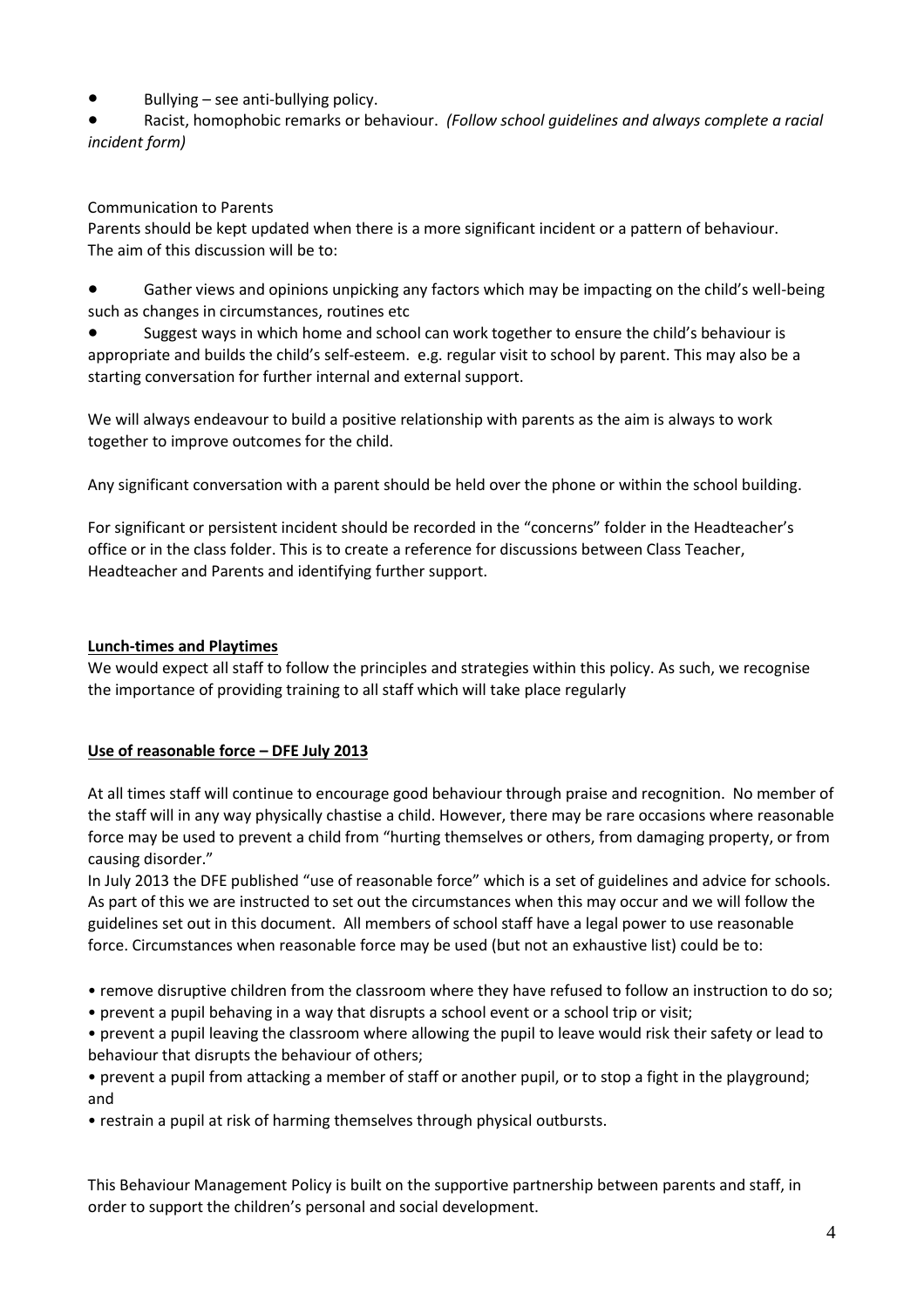- Bullying – see anti-bullying policy.
- Racist, homophobic remarks or behaviour. *(Follow school guidelines and always complete a racial incident form)*

Communication to Parents

Parents should be kept updated when there is a more significant incident or a pattern of behaviour. The aim of this discussion will be to:

- Gather views and opinions unpicking any factors which may be impacting on the child's well-being such as changes in circumstances, routines etc
- Suggest ways in which home and school can work together to ensure the child's behaviour is appropriate and builds the child's self-esteem. e.g. regular visit to school by parent. This may also be a starting conversation for further internal and external support.

We will always endeavour to build a positive relationship with parents as the aim is always to work together to improve outcomes for the child.

Any significant conversation with a parent should be held over the phone or within the school building.

For significant or persistent incident should be recorded in the "concerns" folder in the Headteacher's office or in the class folder. This is to create a reference for discussions between Class Teacher, Headteacher and Parents and identifying further support.

**Lunch-times and Playtimes**

We would expect all staff to follow the principles and strategies within this policy. As such, we recognise the importance of providing training to all staff which will take place regularly

**Use of reasonable force – DFE July 2013**

At all times staff will continue to encourage good behaviour through praise and recognition. No member of the staff will in any way physically chastise a child. However, there may be rare occasions where reasonable force may be used to prevent a child from "hurting themselves or others, from damaging property, or from causing disorder."

In July 2013 the DFE published "use of reasonable force" which is a set of guidelines and advice for schools. As part of this we are instructed to set out the circumstances when this may occur and we will follow the guidelines set out in this document. All members of school staff have a legal power to use reasonable force. Circumstances when reasonable force may be used (but not an exhaustive list) could be to:

- remove disruptive children from the classroom where they have refused to follow an instruction to do so;
- prevent a pupil behaving in a way that disrupts a school event or a school trip or visit;
- prevent a pupil leaving the classroom where allowing the pupil to leave would risk their safety or lead to behaviour that disrupts the behaviour of others;
- prevent a pupil from attacking a member of staff or another pupil, or to stop a fight in the playground; and
- restrain a pupil at risk of harming themselves through physical outbursts.

This Behaviour Management Policy is built on the supportive partnership between parents and staff, in order to support the children's personal and social development.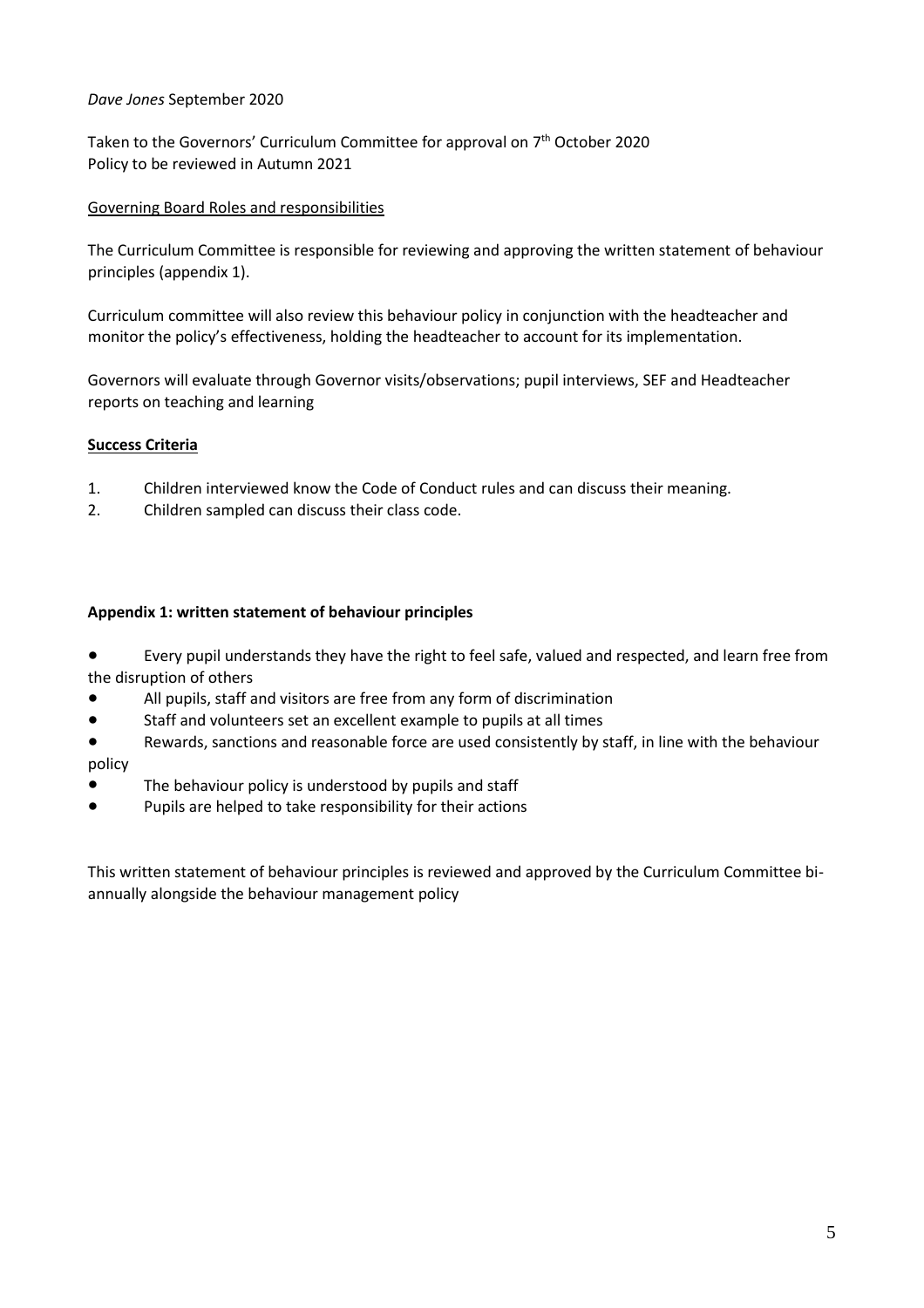*Dave Jones* September 2020

Taken to the Governors' Curriculum Committee for approval on 7th October 2020
Policy to be reviewed in Autumn 2021

Governing Board Roles and responsibilities

The Curriculum Committee is responsible for reviewing and approving the written statement of behaviour principles (appendix 1).

Curriculum committee will also review this behaviour policy in conjunction with the headteacher and monitor the policy's effectiveness, holding the headteacher to account for its implementation.

Governors will evaluate through Governor visits/observations; pupil interviews, SEF and Headteacher reports on teaching and learning

**Success Criteria**

1. Children interviewed know the Code of Conduct rules and can discuss their meaning.
2. Children sampled can discuss their class code.

**Appendix 1: written statement of behaviour principles**

- Every pupil understands they have the right to feel safe, valued and respected, and learn free from the disruption of others
- All pupils, staff and visitors are free from any form of discrimination
- Staff and volunteers set an excellent example to pupils at all times
- Rewards, sanctions and reasonable force are used consistently by staff, in line with the behaviour policy
- The behaviour policy is understood by pupils and staff
- Pupils are helped to take responsibility for their actions

This written statement of behaviour principles is reviewed and approved by the Curriculum Committee bi-annually alongside the behaviour management policy